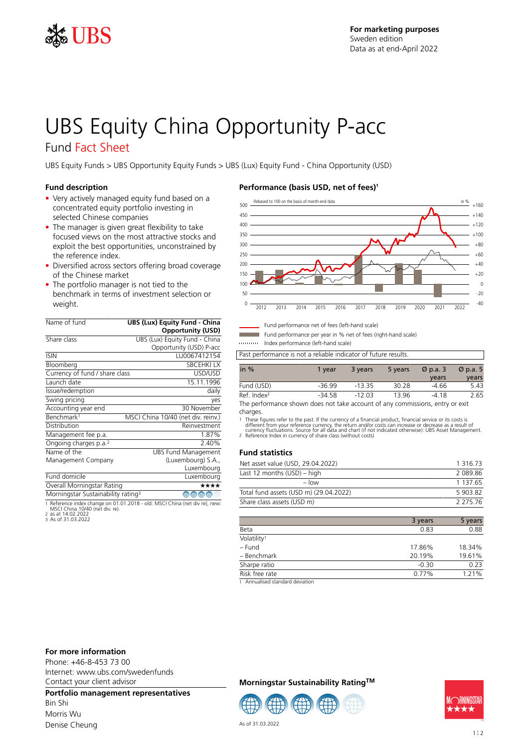UBS

**For marketing purposes**
Sweden edition
Data as at end-April 2022

# UBS Equity China Opportunity P-acc

## Fund Fact Sheet

UBS Equity Funds > UBS Opportunity Equity Funds > UBS (Lux) Equity Fund - China Opportunity (USD)

### Fund description

- Very actively managed equity fund based on a concentrated equity portfolio investing in selected Chinese companies
- The manager is given great flexibility to take focused views on the most attractive stocks and exploit the best opportunities, unconstrained by the reference index.
- Diversified across sectors offering broad coverage of the Chinese market
- The portfolio manager is not tied to the benchmark in terms of investment selection or weight.

| Name of fund | UBS (Lux) Equity Fund - China Opportunity (USD) |
|---|---|
| Share class | UBS (Lux) Equity Fund - China Opportunity (USD) P-acc |
| ISIN | LU0067412154 |
| Bloomberg | SBCEHKI LX |
| Currency of fund / share class | USD/USD |
| Launch date | 15.11.1996 |
| Issue/redemption | daily |
| Swing pricing | yes |
| Accounting year end | 30 November |
| Benchmark[1] | MSCI China 10/40 (net div. reinv.) |
| Distribution | Reinvestment |
| Management fee p.a. | 1.87% |
| Ongoing charges p.a.[2] | 2.40% |
| Name of the Management Company | UBS Fund Management (Luxembourg) S.A., Luxembourg |
| Fund domicile | Luxembourg |
| Overall Morningstar Rating | ★★★★ |
| Morningstar Sustainability rating[3] | 4 of 5 globes |

1 Reference index change on 01.01.2018 - old: MSCI China (net div re), new: MSCI China 10/40 (net div. re).
2 as at 14.02.2022
3 As of 31.03.2022

### Performance (basis USD, net of fees)[1]

Rebased to 100 on the basis of month-end data

- Fund performance net of fees (left-hand scale)
- Fund performance per year in % net of fees (right-hand scale)
- Index performance (left-hand scale)

Past performance is not a reliable indicator of future results.

| in % | 1 year | 3 years | 5 years | Ø p.a. 3 years | Ø p.a. 5 years |
|---|---|---|---|---|---|
| Fund (USD) | -36.99 | -13.35 | 30.28 | -4.66 | 5.43 |
| Ref. Index[2] | -34.58 | -12.03 | 13.96 | -4.18 | 2.65 |

The performance shown does not take account of any commissions, entry or exit charges.

1 These figures refer to the past. If the currency of a financial product, financial service or its costs is different from your reference currency, the return and/or costs can increase or decrease as a result of currency fluctuations. Source for all data and chart (if not indicated otherwise): UBS Asset Management.
2 Reference Index in currency of share class (without costs)

### Fund statistics

| | |
|---|---|
| Net asset value (USD, 29.04.2022) | 1 316.73 |
| Last 12 months (USD) – high | 2 089.86 |
| – low | 1 137.65 |
| Total fund assets (USD m) (29.04.2022) | 5 903.82 |
| Share class assets (USD m) | 2 275.76 |

| | 3 years | 5 years |
|---|---|---|
| Beta | 0.83 | 0.88 |
| Volatility[1] | | |
| – Fund | 17.86% | 18.34% |
| – Benchmark | 20.19% | 19.61% |
| Sharpe ratio | -0.30 | 0.23 |
| Risk free rate | 0.77% | 1.21% |

1 Annualised standard deviation

### For more information

Phone: +46-8-453 73 00
Internet: www.ubs.com/swedenfunds
Contact your client advisor

### Portfolio management representatives

Bin Shi
Morris Wu
Denise Cheung

### Morningstar Sustainability Rating™

As of 31.03.2022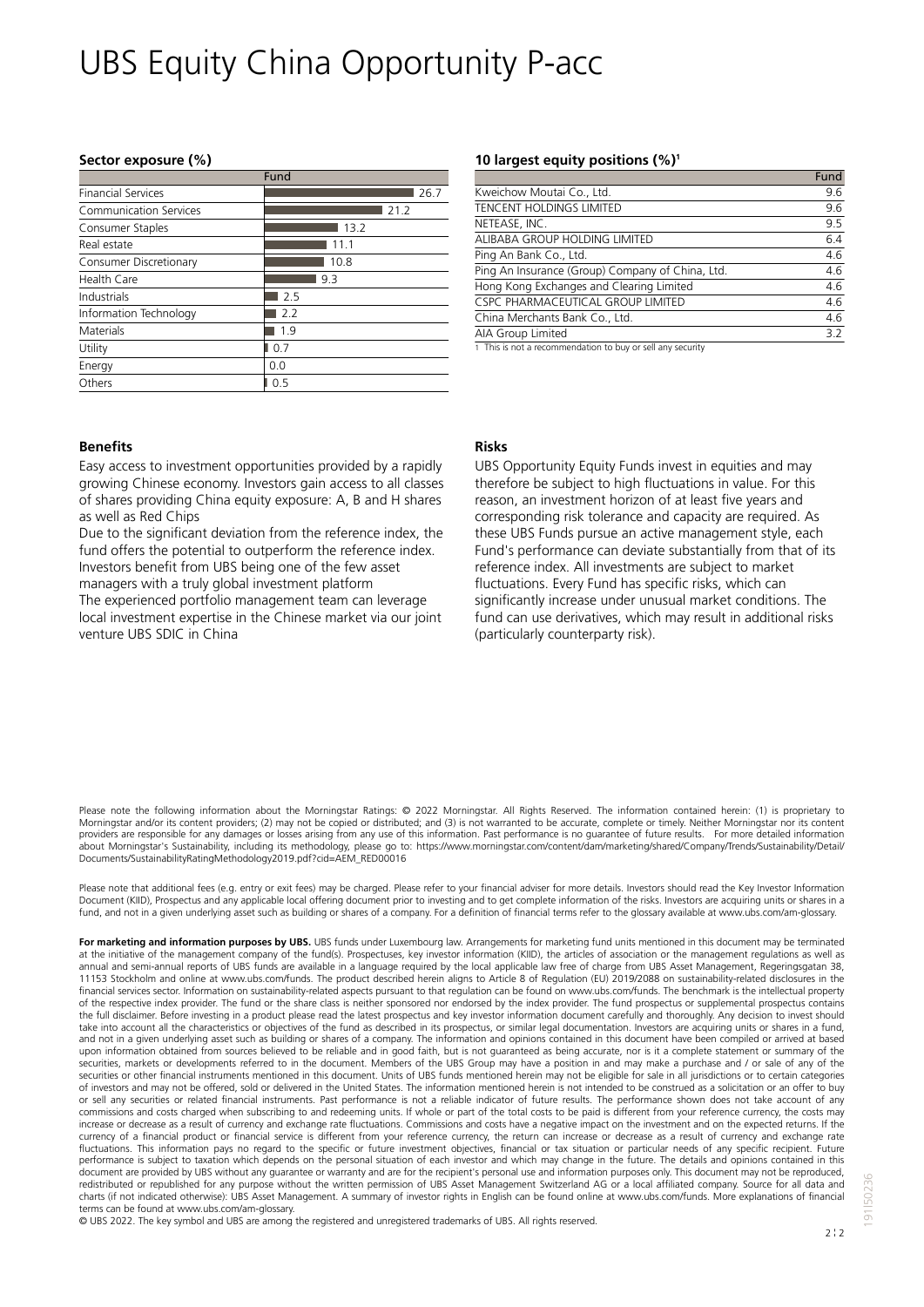# UBS Equity China Opportunity P-acc

### Sector exposure (%)

| | Fund |
|---|---|
| Financial Services | 26.7 |
| Communication Services | 21.2 |
| Consumer Staples | 13.2 |
| Real estate | 11.1 |
| Consumer Discretionary | 10.8 |
| Health Care | 9.3 |
| Industrials | 2.5 |
| Information Technology | 2.2 |
| Materials | 1.9 |
| Utility | 0.7 |
| Energy | 0.0 |
| Others | 0.5 |

### 10 largest equity positions (%)[1]

| | Fund |
|---|---|
| Kweichow Moutai Co., Ltd. | 9.6 |
| TENCENT HOLDINGS LIMITED | 9.6 |
| NETEASE, INC. | 9.5 |
| ALIBABA GROUP HOLDING LIMITED | 6.4 |
| Ping An Bank Co., Ltd. | 4.6 |
| Ping An Insurance (Group) Company of China, Ltd. | 4.6 |
| Hong Kong Exchanges and Clearing Limited | 4.6 |
| CSPC PHARMACEUTICAL GROUP LIMITED | 4.6 |
| China Merchants Bank Co., Ltd. | 4.6 |
| AIA Group Limited | 3.2 |

1 This is not a recommendation to buy or sell any security

### Benefits

Easy access to investment opportunities provided by a rapidly growing Chinese economy. Investors gain access to all classes of shares providing China equity exposure: A, B and H shares as well as Red Chips

Due to the significant deviation from the reference index, the fund offers the potential to outperform the reference index.

Investors benefit from UBS being one of the few asset managers with a truly global investment platform

The experienced portfolio management team can leverage local investment expertise in the Chinese market via our joint venture UBS SDIC in China

### Risks

UBS Opportunity Equity Funds invest in equities and may therefore be subject to high fluctuations in value. For this reason, an investment horizon of at least five years and corresponding risk tolerance and capacity are required. As these UBS Funds pursue an active management style, each Fund's performance can deviate substantially from that of its reference index. All investments are subject to market fluctuations. Every Fund has specific risks, which can significantly increase under unusual market conditions. The fund can use derivatives, which may result in additional risks (particularly counterparty risk).

Please note the following information about the Morningstar Ratings: © 2022 Morningstar. All Rights Reserved. The information contained herein: (1) is proprietary to Morningstar and/or its content providers; (2) may not be copied or distributed; and (3) is not warranted to be accurate, complete or timely. Neither Morningstar nor its content providers are responsible for any damages or losses arising from any use of this information. Past performance is no guarantee of future results. For more detailed information about Morningstar's Sustainability, including its methodology, please go to: https://www.morningstar.com/content/dam/marketing/shared/Company/Trends/Sustainability/Detail/Documents/SustainabilityRatingMethodology2019.pdf?cid=AEM_RED00016

Please note that additional fees (e.g. entry or exit fees) may be charged. Please refer to your financial adviser for more details. Investors should read the Key Investor Information Document (KIID), Prospectus and any applicable local offering document prior to investing and to get complete information of the risks. Investors are acquiring units or shares in a fund, and not in a given underlying asset such as building or shares of a company. For a definition of financial terms refer to the glossary available at www.ubs.com/am-glossary.

**For marketing and information purposes by UBS.** UBS funds under Luxembourg law. Arrangements for marketing fund units mentioned in this document may be terminated at the initiative of the management company of the fund(s). Prospectuses, key investor information (KIID), the articles of association or the management regulations as well as annual and semi-annual reports of UBS funds are available in a language required by the local applicable law free of charge from UBS Asset Management, Regeringsgatan 38, 11153 Stockholm and online at www.ubs.com/funds. The product described herein aligns to Article 8 of Regulation (EU) 2019/2088 on sustainability-related disclosures in the financial services sector. Information on sustainability-related aspects pursuant to that regulation can be found on www.ubs.com/funds. The benchmark is the intellectual property of the respective index provider. The fund or the share class is neither sponsored nor endorsed by the index provider. The fund prospectus or supplemental prospectus contains the full disclaimer. Before investing in a product please read the latest prospectus and key investor information document carefully and thoroughly. Any decision to invest should take into account all the characteristics or objectives of the fund as described in its prospectus, or similar legal documentation. Investors are acquiring units or shares in a fund, and not in a given underlying asset such as building or shares of a company. The information and opinions contained in this document have been compiled or arrived at based upon information obtained from sources believed to be reliable and in good faith, but is not guaranteed as being accurate, nor is it a complete statement or summary of the securities, markets or developments referred to in the document. Members of the UBS Group may have a position in and may make a purchase and / or sale of any of the securities or other financial instruments mentioned in this document. Units of UBS funds mentioned herein may not be eligible for sale in all jurisdictions or to certain categories of investors and may not be offered, sold or delivered in the United States. The information mentioned herein is not intended to be construed as a solicitation or an offer to buy or sell any securities or related financial instruments. Past performance is not a reliable indicator of future results. The performance shown does not take account of any commissions and costs charged when subscribing to and redeeming units. If whole or part of the total costs to be paid is different from your reference currency, the costs may increase or decrease as a result of currency and exchange rate fluctuations. Commissions and costs have a negative impact on the investment and on the expected returns. If the currency of a financial product or financial service is different from your reference currency, the return can increase or decrease as a result of currency and exchange rate fluctuations. This information pays no regard to the specific or future investment objectives, financial or tax situation or particular needs of any specific recipient. Future performance is subject to taxation which depends on the personal situation of each investor and which may change in the future. The details and opinions contained in this document are provided by UBS without any guarantee or warranty and are for the recipient's personal use and information purposes only. This document may not be reproduced, redistributed or republished for any purpose without the written permission of UBS Asset Management Switzerland AG or a local affiliated company. Source for all data and charts (if not indicated otherwise): UBS Asset Management. A summary of investor rights in English can be found online at www.ubs.com/funds. More explanations of financial terms can be found at www.ubs.com/am-glossary.

© UBS 2022. The key symbol and UBS are among the registered and unregistered trademarks of UBS. All rights reserved.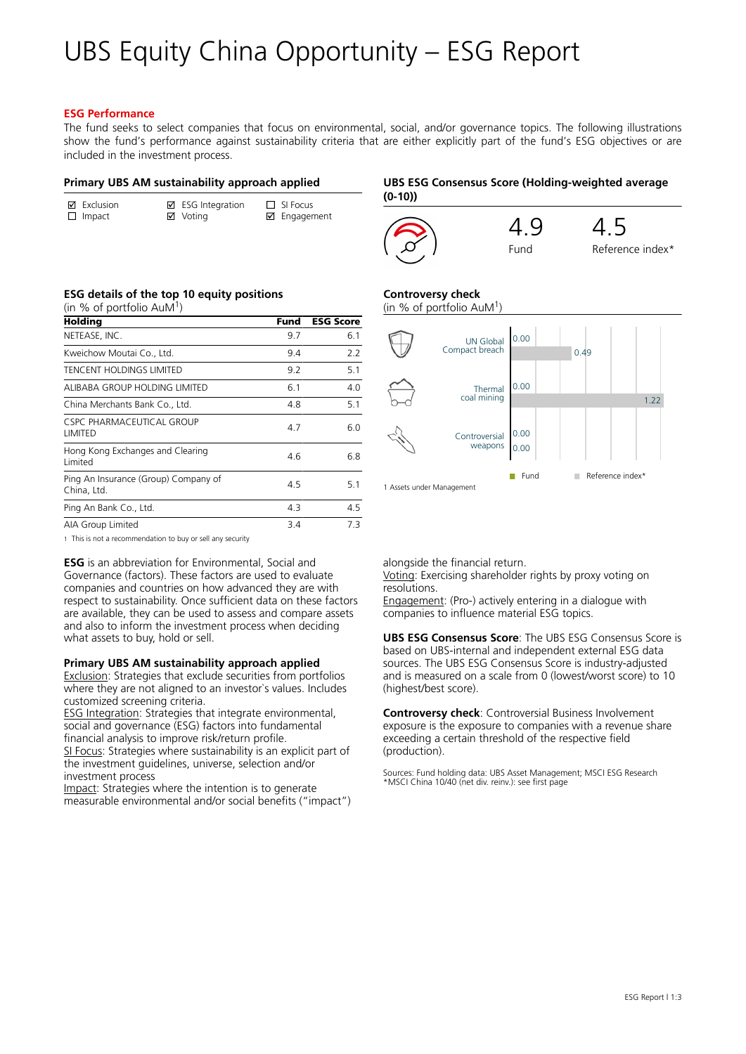# UBS Equity China Opportunity – ESG Report

**ESG Performance**

The fund seeks to select companies that focus on environmental, social, and/or governance topics. The following illustrations show the fund's performance against sustainability criteria that are either explicitly part of the fund's ESG objectives or are included in the investment process.

### Primary UBS AM sustainability approach applied

- ☑ Exclusion
- ☐ Impact
- ☑ ESG Integration
- ☑ Voting
- ☐ SI Focus
- ☑ Engagement

### UBS ESG Consensus Score (Holding-weighted average (0-10))

| Fund | Reference index* |
|---|---|
| 4.9 | 4.5 |

### ESG details of the top 10 equity positions

(in % of portfolio AuM[1])

| Holding | Fund | ESG Score |
|---|---|---|
| NETEASE, INC. | 9.7 | 6.1 |
| Kweichow Moutai Co., Ltd. | 9.4 | 2.2 |
| TENCENT HOLDINGS LIMITED | 9.2 | 5.1 |
| ALIBABA GROUP HOLDING LIMITED | 6.1 | 4.0 |
| China Merchants Bank Co., Ltd. | 4.8 | 5.1 |
| CSPC PHARMACEUTICAL GROUP LIMITED | 4.7 | 6.0 |
| Hong Kong Exchanges and Clearing Limited | 4.6 | 6.8 |
| Ping An Insurance (Group) Company of China, Ltd. | 4.5 | 5.1 |
| Ping An Bank Co., Ltd. | 4.3 | 4.5 |
| AIA Group Limited | 3.4 | 7.3 |

1 This is not a recommendation to buy or sell any security

### Controversy check

(in % of portfolio AuM[1])

| | Fund | Reference index* |
|---|---|---|
| UN Global Compact breach | 0.00 | 0.49 |
| Thermal coal mining | 0.00 | 1.22 |
| Controversial weapons | 0.00 | 0.00 |

1 Assets under Management

**ESG** is an abbreviation for Environmental, Social and Governance (factors). These factors are used to evaluate companies and countries on how advanced they are with respect to sustainability. Once sufficient data on these factors are available, they can be used to assess and compare assets and also to inform the investment process when deciding what assets to buy, hold or sell.

**Primary UBS AM sustainability approach applied**

Exclusion: Strategies that exclude securities from portfolios where they are not aligned to an investor`s values. Includes customized screening criteria.
ESG Integration: Strategies that integrate environmental, social and governance (ESG) factors into fundamental financial analysis to improve risk/return profile.
SI Focus: Strategies where sustainability is an explicit part of the investment guidelines, universe, selection and/or investment process
Impact: Strategies where the intention is to generate measurable environmental and/or social benefits ("impact") alongside the financial return.
Voting: Exercising shareholder rights by proxy voting on resolutions.
Engagement: (Pro-) actively entering in a dialogue with companies to influence material ESG topics.

**UBS ESG Consensus Score**: The UBS ESG Consensus Score is based on UBS-internal and independent external ESG data sources. The UBS ESG Consensus Score is industry-adjusted and is measured on a scale from 0 (lowest/worst score) to 10 (highest/best score).

**Controversy check**: Controversial Business Involvement exposure is the exposure to companies with a revenue share exceeding a certain threshold of the respective field (production).

Sources: Fund holding data: UBS Asset Management; MSCI ESG Research
*MSCI China 10/40 (net div. reinv.): see first page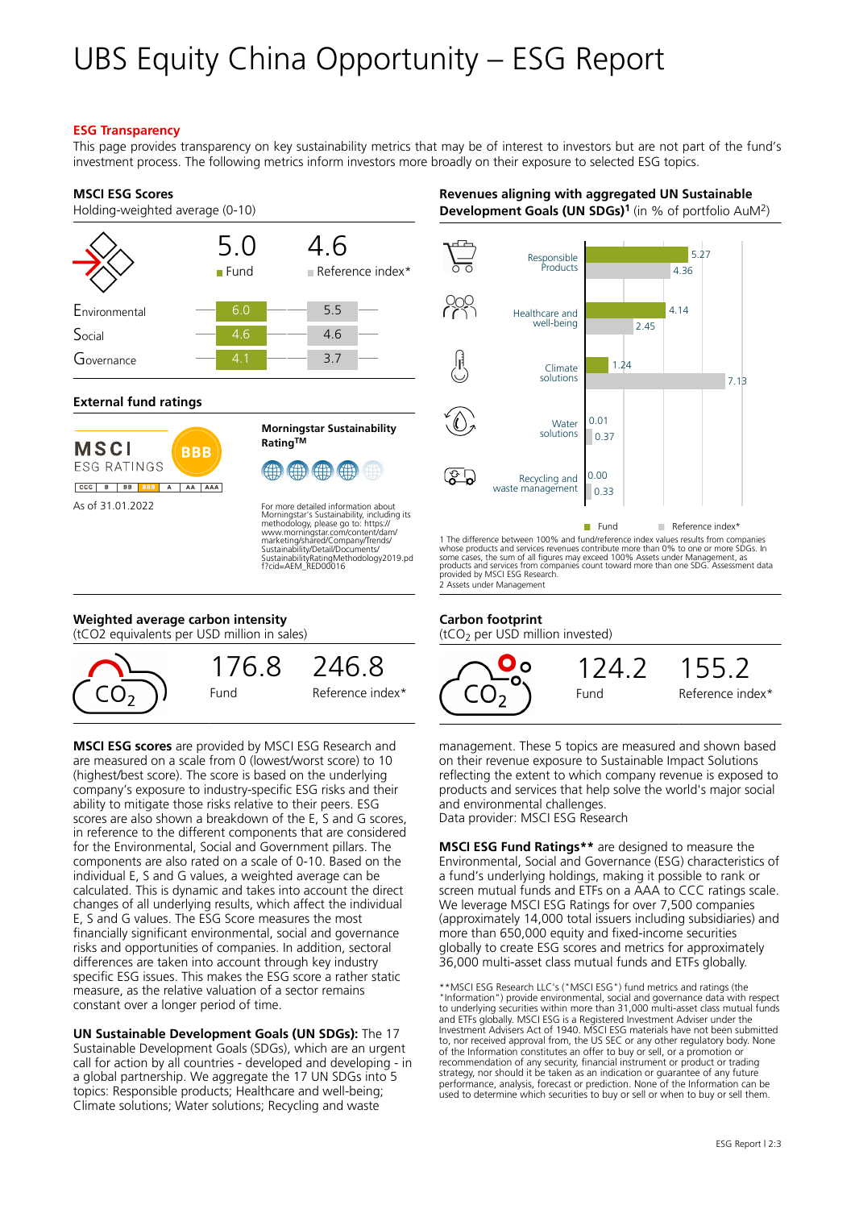# UBS Equity China Opportunity – ESG Report

**ESG Transparency**

This page provides transparency on key sustainability metrics that may be of interest to investors but are not part of the fund's investment process. The following metrics inform investors more broadly on their exposure to selected ESG topics.

### MSCI ESG Scores

Holding-weighted average (0-10)

| | Fund | Reference index* |
|---|---|---|
| **Total** | 5.0 | 4.6 |
| Environmental | 6.0 | 5.5 |
| Social | 4.6 | 4.6 |
| Governance | 4.1 | 3.7 |

### External fund ratings

MSCI ESG RATINGS: BBB (scale: CCC, B, BB, BBB, A, AA, AAA)

As of 31.01.2022

**Morningstar Sustainability Rating™**

4 out of 5 globes

For more detailed information about Morningstar's Sustainability Rating, including its methodology, please go to: https://www.morningstar.com/content/dam/marketing/shared/Company/Trends/Sustainability/Detail/Documents/SustainabilityRatingMethodology2019.pdf?cid=AEM_RED00016

### Revenues aligning with aggregated UN Sustainable Development Goals (UN SDGs)[1] (in % of portfolio AuM[2])

| | Fund | Reference index* |
|---|---|---|
| Responsible Products | 5.27 | 4.36 |
| Healthcare and well-being | 4.14 | 2.45 |
| Climate solutions | 1.24 | 7.13 |
| Water solutions | 0.01 | 0.37 |
| Recycling and waste management | 0.00 | 0.33 |

1 The difference between 100% and fund/reference index values results from companies whose products and services revenues contribute more than 0% to one or more SDGs. In some cases, the sum of all figures may exceed 100% Assets under Management, as products and services from companies count toward more than one SDG. Assessment data provided by MSCI ESG Research.

2 Assets under Management

### Weighted average carbon intensity

($tCO_2$ equivalents per USD million in sales)

| Fund | Reference index* |
|---|---|
| 176.8 | 246.8 |

### Carbon footprint

($tCO_2$ per USD million invested)

| Fund | Reference index* |
|---|---|
| 124.2 | 155.2 |

**MSCI ESG scores** are provided by MSCI ESG Research and are measured on a scale from 0 (lowest/worst score) to 10 (highest/best score). The score is based on the underlying company's exposure to industry-specific ESG risks and their ability to mitigate those risks relative to their peers. ESG scores are also shown a breakdown of the E, S and G scores, in reference to the different components that are considered for the Environmental, Social and Government pillars. The components are also rated on a scale of 0-10. Based on the individual E, S and G values, a weighted average can be calculated. This is dynamic and takes into account the direct changes of all underlying results, which affect the individual E, S and G values. The ESG Score measures the most financially significant environmental, social and governance risks and opportunities of companies. In addition, sectoral differences are taken into account through key industry specific ESG issues. This makes the ESG score a rather static measure, as the relative valuation of a sector remains constant over a longer period of time.

**UN Sustainable Development Goals (UN SDGs):** The 17 Sustainable Development Goals (SDGs), which are an urgent call for action by all countries - developed and developing - in a global partnership. We aggregate the 17 UN SDGs into 5 topics: Responsible products; Healthcare and well-being; Climate solutions; Water solutions; Recycling and waste management. These 5 topics are measured and shown based on their revenue exposure to Sustainable Impact Solutions reflecting the extent to which company revenue is exposed to products and services that help solve the world's major social and environmental challenges.
Data provider: MSCI ESG Research

**MSCI ESG Fund Ratings**** are designed to measure the Environmental, Social and Governance (ESG) characteristics of a fund's underlying holdings, making it possible to rank or screen mutual funds and ETFs on a AAA to CCC ratings scale. We leverage MSCI ESG Ratings for over 7,500 companies (approximately 14,000 total issuers including subsidiaries) and more than 650,000 equity and fixed-income securities globally to create ESG scores and metrics for approximately 36,000 multi-asset class mutual funds and ETFs globally.

**MSCI ESG Research LLC's ("MSCI ESG") fund metrics and ratings (the "Information") provide environmental, social and governance data with respect to underlying securities within more than 31,000 multi-asset class mutual funds and ETFs globally. MSCI ESG is a Registered Investment Adviser under the Investment Advisers Act of 1940. MSCI ESG materials have not been submitted to, nor received approval from, the US SEC or any other regulatory body. None of the Information constitutes an offer to buy or sell, or a promotion or recommendation of any security, financial instrument or product or trading strategy, nor should it be taken as an indication or guarantee of any future performance, analysis, forecast or prediction. None of the Information can be used to determine which securities to buy or sell or when to buy or sell them.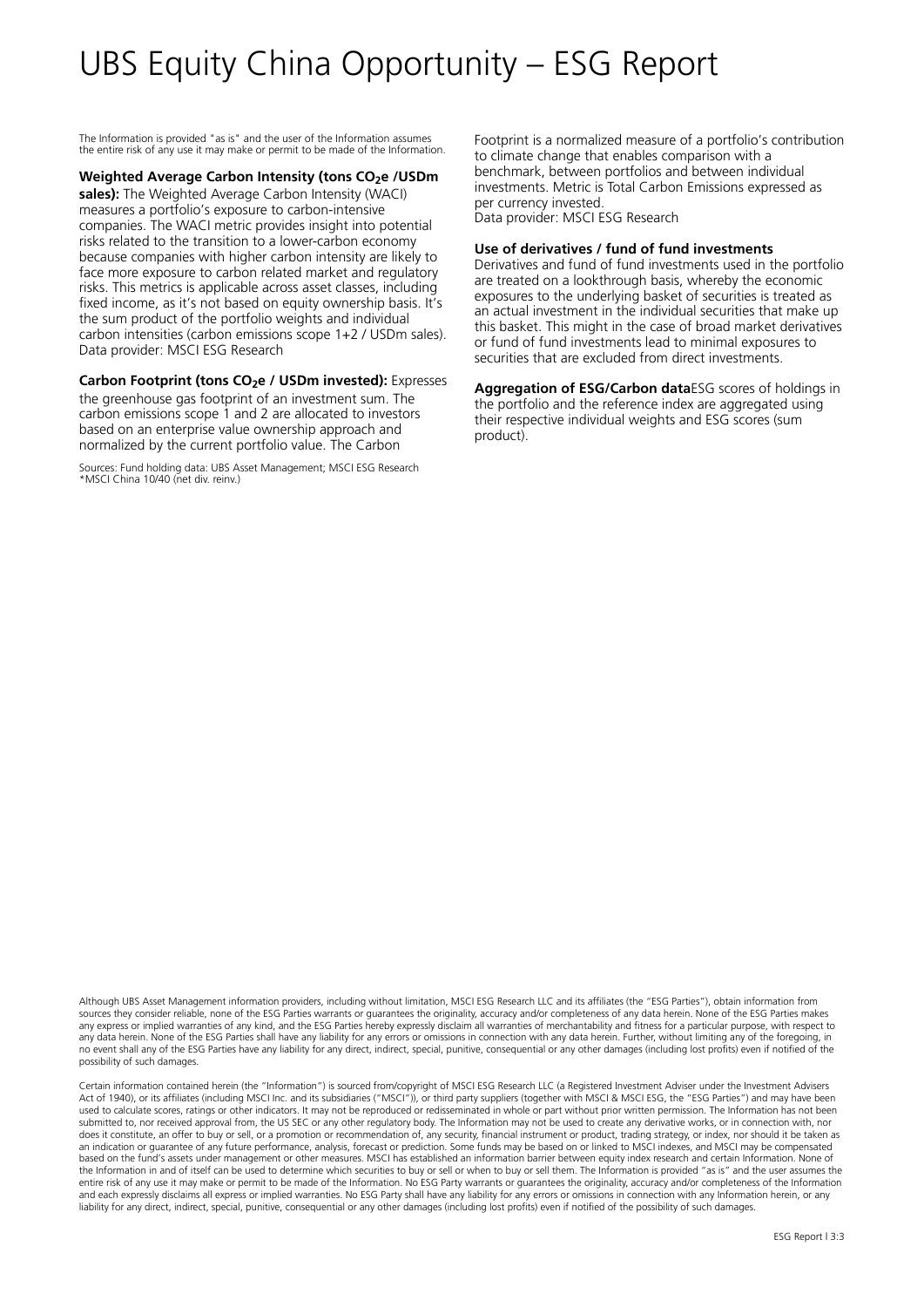# UBS Equity China Opportunity – ESG Report

The Information is provided "as is" and the user of the Information assumes the entire risk of any use it may make or permit to be made of the Information.

**Weighted Average Carbon Intensity (tons $CO_2$e /USDm sales):** The Weighted Average Carbon Intensity (WACI) measures a portfolio's exposure to carbon-intensive companies. The WACI metric provides insight into potential risks related to the transition to a lower-carbon economy because companies with higher carbon intensity are likely to face more exposure to carbon related market and regulatory risks. This metrics is applicable across asset classes, including fixed income, as it's not based on equity ownership basis. It's the sum product of the portfolio weights and individual carbon intensities (carbon emissions scope 1+2 / USDm sales). Data provider: MSCI ESG Research

**Carbon Footprint (tons $CO_2$e / USDm invested):** Expresses the greenhouse gas footprint of an investment sum. The carbon emissions scope 1 and 2 are allocated to investors based on an enterprise value ownership approach and normalized by the current portfolio value. The Carbon Footprint is a normalized measure of a portfolio's contribution to climate change that enables comparison with a benchmark, between portfolios and between individual investments. Metric is Total Carbon Emissions expressed as per currency invested.
Data provider: MSCI ESG Research

Sources: Fund holding data: UBS Asset Management; MSCI ESG Research
*MSCI China 10/40 (net div. reinv.)

**Use of derivatives / fund of fund investments**
Derivatives and fund of fund investments used in the portfolio are treated on a lookthrough basis, whereby the economic exposures to the underlying basket of securities is treated as an actual investment in the individual securities that make up this basket. This might in the case of broad market derivatives or fund of fund investments lead to minimal exposures to securities that are excluded from direct investments.

**Aggregation of ESG/Carbon data**ESG scores of holdings in the portfolio and the reference index are aggregated using their respective individual weights and ESG scores (sum product).

Although UBS Asset Management information providers, including without limitation, MSCI ESG Research LLC and its affiliates (the "ESG Parties"), obtain information from sources they consider reliable, none of the ESG Parties warrants or guarantees the originality, accuracy and/or completeness of any data herein. None of the ESG Parties makes any express or implied warranties of any kind, and the ESG Parties hereby expressly disclaim all warranties of merchantability and fitness for a particular purpose, with respect to any data herein. None of the ESG Parties shall have any liability for any errors or omissions in connection with any data herein. Further, without limiting any of the foregoing, in no event shall any of the ESG Parties have any liability for any direct, indirect, special, punitive, consequential or any other damages (including lost profits) even if notified of the possibility of such damages.

Certain information contained herein (the "Information") is sourced from/copyright of MSCI ESG Research LLC (a Registered Investment Adviser under the Investment Advisers Act of 1940), or its affiliates (including MSCI Inc. and its subsidiaries ("MSCI")), or third party suppliers (together with MSCI & MSCI ESG, the "ESG Parties") and may have been used to calculate scores, ratings or other indicators. It may not be reproduced or redisseminated in whole or part without prior written permission. The Information has not been submitted to, nor received approval from, the US SEC or any other regulatory body. The Information may not be used to create any derivative works, or in connection with, nor does it constitute, an offer to buy or sell, or a promotion or recommendation of, any security, financial instrument or product, trading strategy, or index, nor should it be taken as an indication or guarantee of any future performance, analysis, forecast or prediction. Some funds may be based on or linked to MSCI indexes, and MSCI may be compensated based on the fund's assets under management or other measures. MSCI has established an information barrier between equity index research and certain Information. None of the Information in and of itself can be used to determine which securities to buy or sell or when to buy or sell them. The Information is provided "as is" and the user assumes the entire risk of any use it may make or permit to be made of the Information. No ESG Party warrants or guarantees the originality, accuracy and/or completeness of the Information and each expressly disclaims all express or implied warranties. No ESG Party shall have any liability for any errors or omissions in connection with any Information herein, or any liability for any direct, indirect, special, punitive, consequential or any other damages (including lost profits) even if notified of the possibility of such damages.